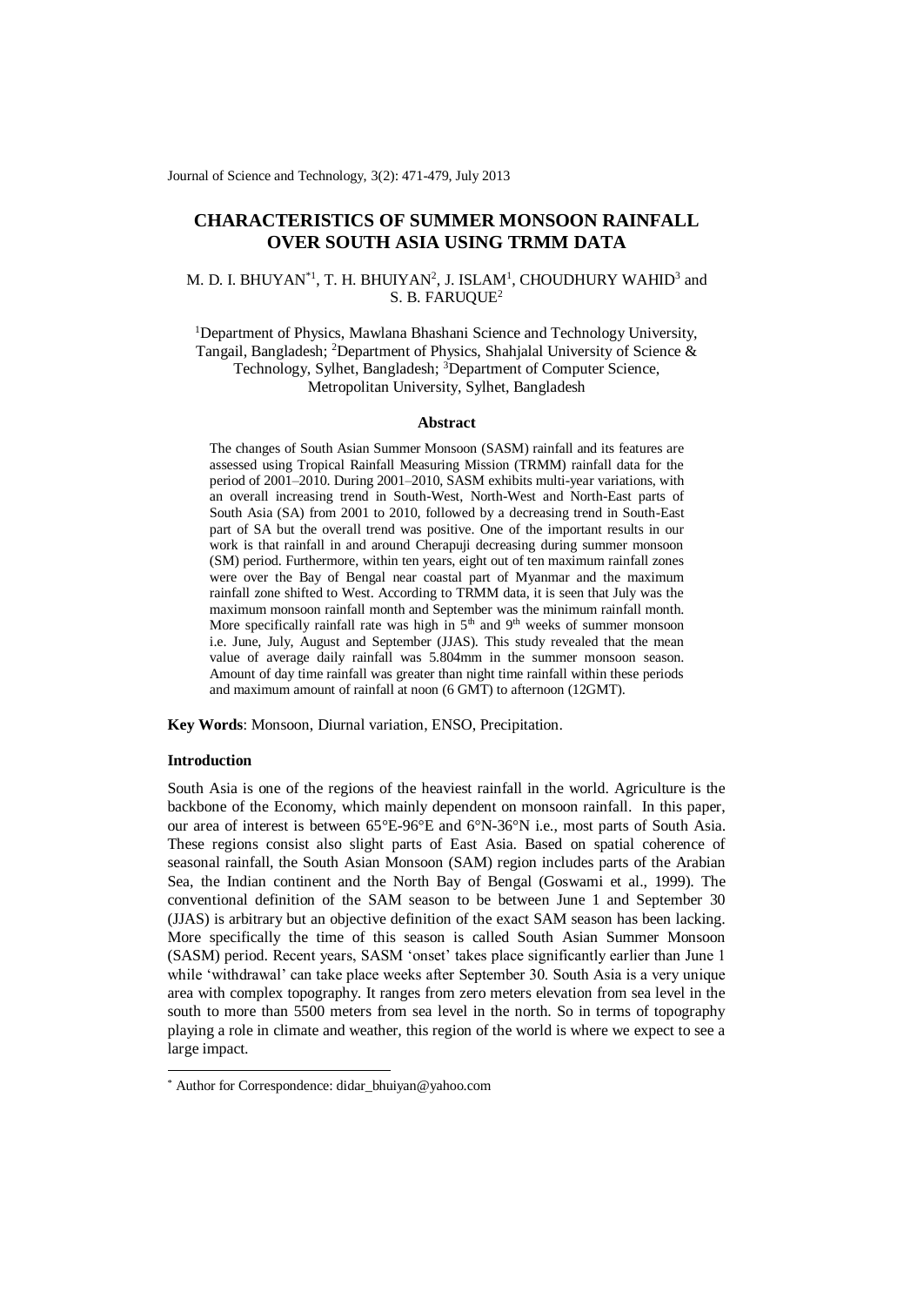# CHARACTERISTICS OF SUMMER MONSOON RAINFALL OVER SOUTH ASIA USING TRMM DATA

M. D. I. BHUYAN*[1], T. H. BHUIYAN[2], J. ISLAM[1], CHOUDHURY WAHID[3] and S. B. FARUQUE[2]

[1]Department of Physics, Mawlana Bhashani Science and Technology University, Tangail, Bangladesh; [2]Department of Physics, Shahjalal University of Science & Technology, Sylhet, Bangladesh; [3]Department of Computer Science, Metropolitan University, Sylhet, Bangladesh

### Abstract

The changes of South Asian Summer Monsoon (SASM) rainfall and its features are assessed using Tropical Rainfall Measuring Mission (TRMM) rainfall data for the period of 2001–2010. During 2001–2010, SASM exhibits multi-year variations, with an overall increasing trend in South-West, North-West and North-East parts of South Asia (SA) from 2001 to 2010, followed by a decreasing trend in South-East part of SA but the overall trend was positive. One of the important results in our work is that rainfall in and around Cherapuji decreasing during summer monsoon (SM) period. Furthermore, within ten years, eight out of ten maximum rainfall zones were over the Bay of Bengal near coastal part of Myanmar and the maximum rainfall zone shifted to West. According to TRMM data, it is seen that July was the maximum monsoon rainfall month and September was the minimum rainfall month. More specifically rainfall rate was high in 5th and 9th weeks of summer monsoon i.e. June, July, August and September (JJAS). This study revealed that the mean value of average daily rainfall was 5.804mm in the summer monsoon season. Amount of day time rainfall was greater than night time rainfall within these periods and maximum amount of rainfall at noon (6 GMT) to afternoon (12GMT).

**Key Words**: Monsoon, Diurnal variation, ENSO, Precipitation.

### Introduction

South Asia is one of the regions of the heaviest rainfall in the world. Agriculture is the backbone of the Economy, which mainly dependent on monsoon rainfall. In this paper, our area of interest is between 65°E-96°E and 6°N-36°N i.e., most parts of South Asia. These regions consist also slight parts of East Asia. Based on spatial coherence of seasonal rainfall, the South Asian Monsoon (SAM) region includes parts of the Arabian Sea, the Indian continent and the North Bay of Bengal (Goswami et al., 1999). The conventional definition of the SAM season to be between June 1 and September 30 (JJAS) is arbitrary but an objective definition of the exact SAM season has been lacking. More specifically the time of this season is called South Asian Summer Monsoon (SASM) period. Recent years, SASM 'onset' takes place significantly earlier than June 1 while 'withdrawal' can take place weeks after September 30. South Asia is a very unique area with complex topography. It ranges from zero meters elevation from sea level in the south to more than 5500 meters from sea level in the north. So in terms of topography playing a role in climate and weather, this region of the world is where we expect to see a large impact.

* Author for Correspondence: didar_bhuiyan@yahoo.com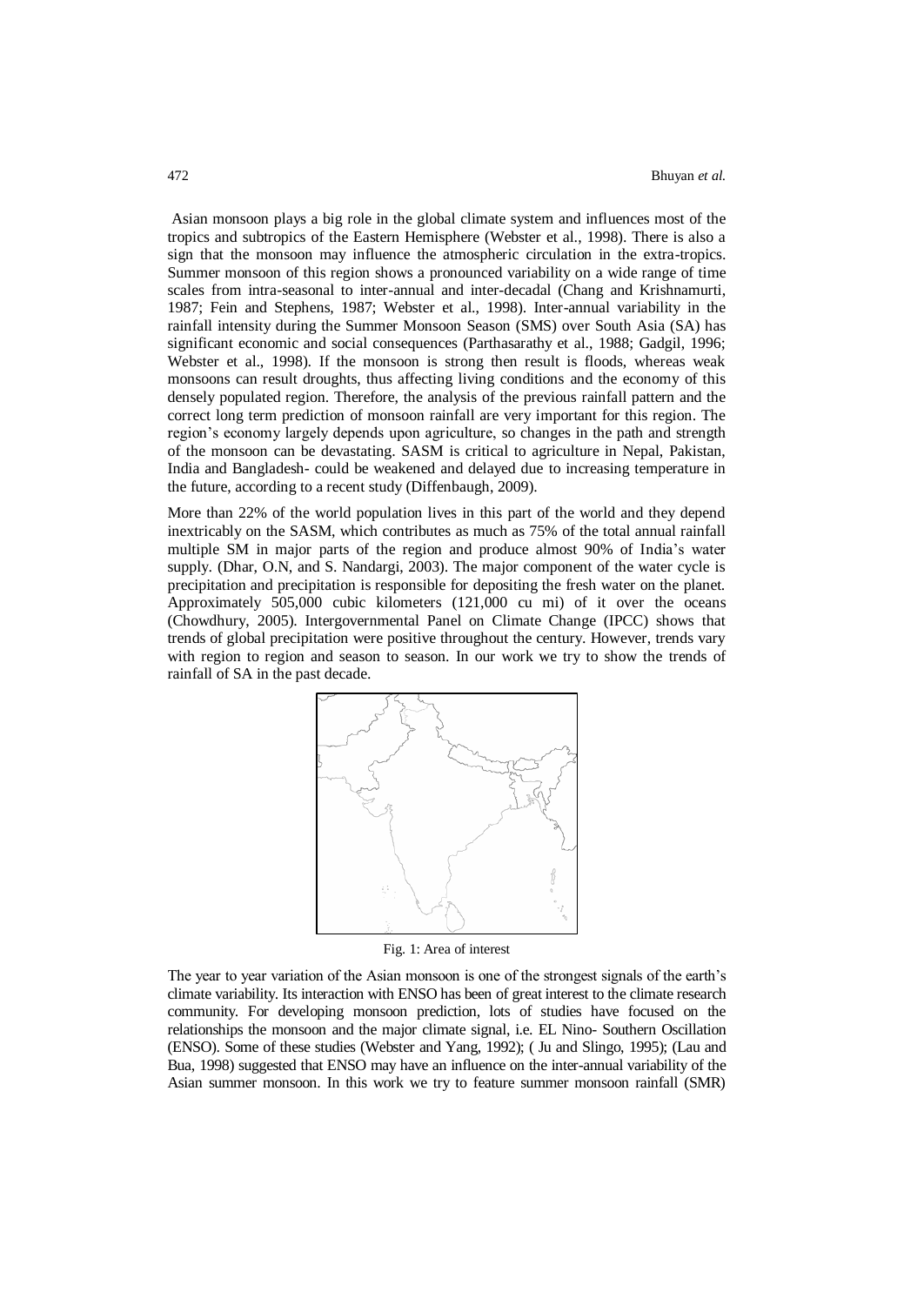Asian monsoon plays a big role in the global climate system and influences most of the tropics and subtropics of the Eastern Hemisphere (Webster et al., 1998). There is also a sign that the monsoon may influence the atmospheric circulation in the extra-tropics. Summer monsoon of this region shows a pronounced variability on a wide range of time scales from intra-seasonal to inter-annual and inter-decadal (Chang and Krishnamurti, 1987; Fein and Stephens, 1987; Webster et al., 1998). Inter-annual variability in the rainfall intensity during the Summer Monsoon Season (SMS) over South Asia (SA) has significant economic and social consequences (Parthasarathy et al., 1988; Gadgil, 1996; Webster et al., 1998). If the monsoon is strong then result is floods, whereas weak monsoons can result droughts, thus affecting living conditions and the economy of this densely populated region. Therefore, the analysis of the previous rainfall pattern and the correct long term prediction of monsoon rainfall are very important for this region. The region's economy largely depends upon agriculture, so changes in the path and strength of the monsoon can be devastating. SASM is critical to agriculture in Nepal, Pakistan, India and Bangladesh- could be weakened and delayed due to increasing temperature in the future, according to a recent study (Diffenbaugh, 2009).

More than 22% of the world population lives in this part of the world and they depend inextricably on the SASM, which contributes as much as 75% of the total annual rainfall multiple SM in major parts of the region and produce almost 90% of India's water supply. (Dhar, O.N, and S. Nandargi, 2003). The major component of the water cycle is precipitation and precipitation is responsible for depositing the fresh water on the planet. Approximately 505,000 cubic kilometers (121,000 cu mi) of it over the oceans (Chowdhury, 2005). Intergovernmental Panel on Climate Change (IPCC) shows that trends of global precipitation were positive throughout the century. However, trends vary with region to region and season to season. In our work we try to show the trends of rainfall of SA in the past decade.

Fig. 1: Area of interest

The year to year variation of the Asian monsoon is one of the strongest signals of the earth's climate variability. Its interaction with ENSO has been of great interest to the climate research community. For developing monsoon prediction, lots of studies have focused on the relationships the monsoon and the major climate signal, i.e. EL Nino- Southern Oscillation (ENSO). Some of these studies (Webster and Yang, 1992); ( Ju and Slingo, 1995); (Lau and Bua, 1998) suggested that ENSO may have an influence on the inter-annual variability of the Asian summer monsoon. In this work we try to feature summer monsoon rainfall (SMR)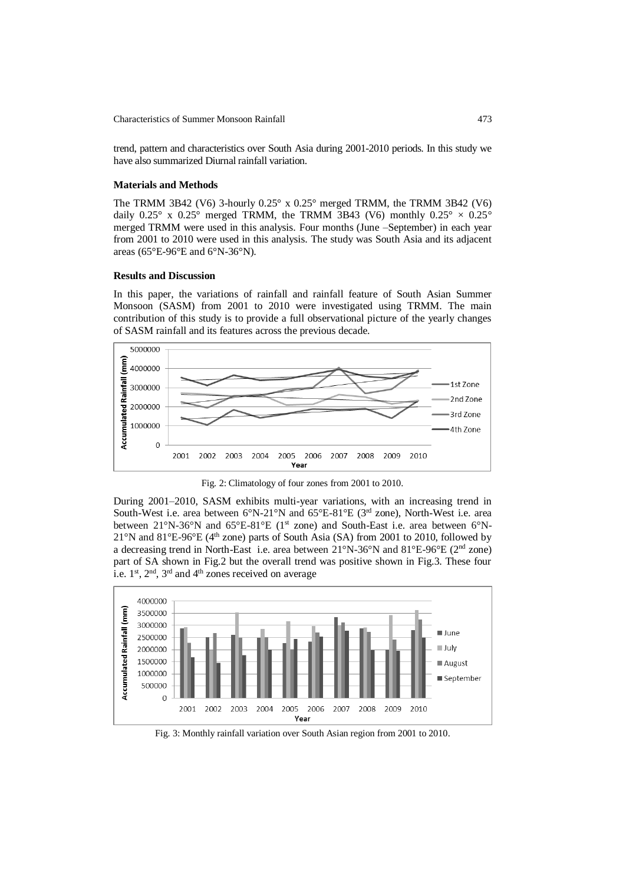trend, pattern and characteristics over South Asia during 2001-2010 periods. In this study we have also summarized Diurnal rainfall variation.

### Materials and Methods

The TRMM 3B42 (V6) 3-hourly 0.25° x 0.25° merged TRMM, the TRMM 3B42 (V6) daily 0.25° x 0.25° merged TRMM, the TRMM 3B43 (V6) monthly 0.25° × 0.25° merged TRMM were used in this analysis. Four months (June –September) in each year from 2001 to 2010 were used in this analysis. The study was South Asia and its adjacent areas (65°E-96°E and 6°N-36°N).

### Results and Discussion

In this paper, the variations of rainfall and rainfall feature of South Asian Summer Monsoon (SASM) from 2001 to 2010 were investigated using TRMM. The main contribution of this study is to provide a full observational picture of the yearly changes of SASM rainfall and its features across the previous decade.

Fig. 2: Climatology of four zones from 2001 to 2010.

During 2001–2010, SASM exhibits multi-year variations, with an increasing trend in South-West i.e. area between 6°N-21°N and 65°E-81°E (3rd zone), North-West i.e. area between 21°N-36°N and 65°E-81°E (1st zone) and South-East i.e. area between 6°N-21°N and 81°E-96°E (4th zone) parts of South Asia (SA) from 2001 to 2010, followed by a decreasing trend in North-East i.e. area between 21°N-36°N and 81°E-96°E (2nd zone) part of SA shown in Fig.2 but the overall trend was positive shown in Fig.3. These four i.e. 1st, 2nd, 3rd and 4th zones received on average

Fig. 3: Monthly rainfall variation over South Asian region from 2001 to 2010.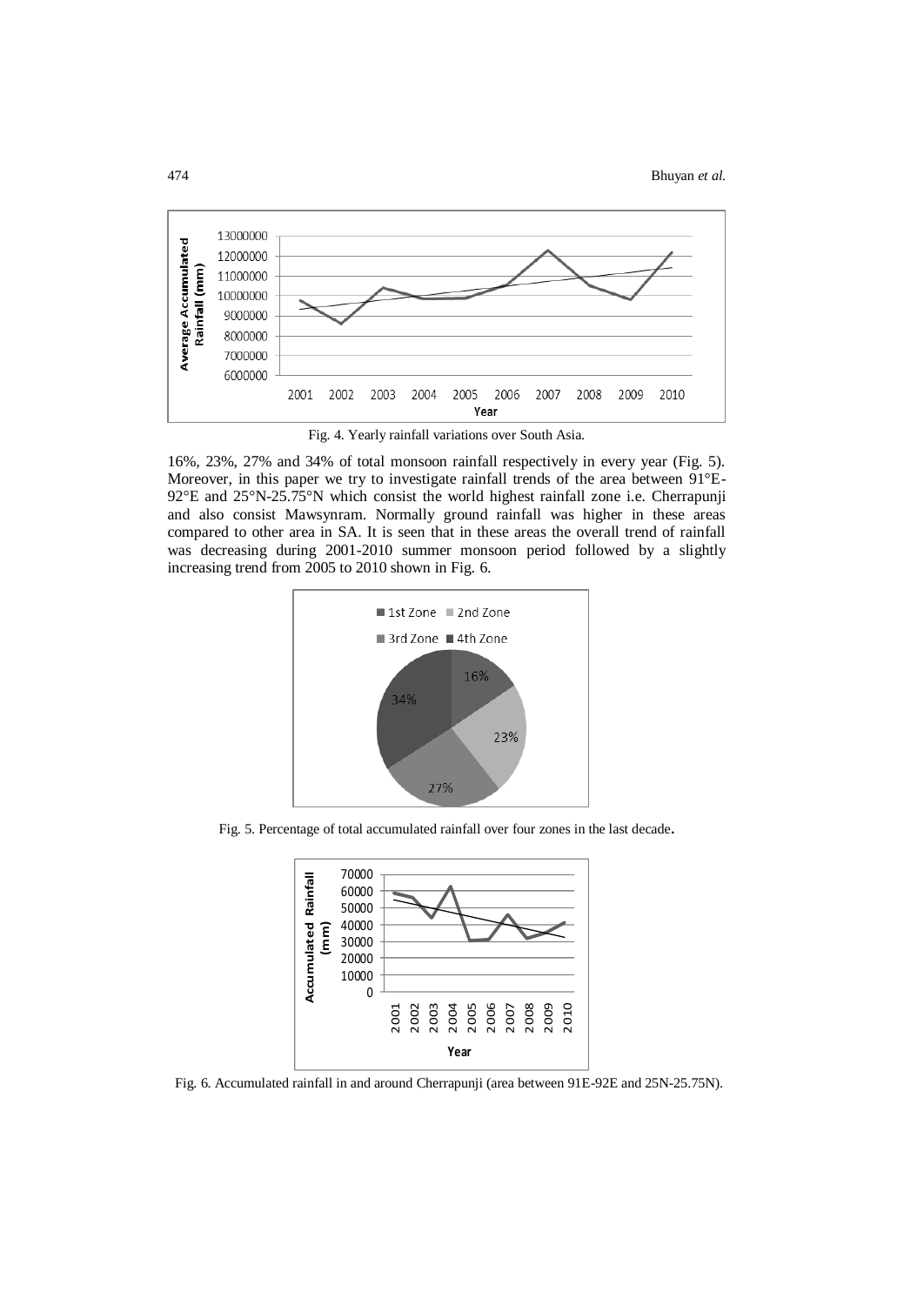Fig. 4. Yearly rainfall variations over South Asia.

16%, 23%, 27% and 34% of total monsoon rainfall respectively in every year (Fig. 5). Moreover, in this paper we try to investigate rainfall trends of the area between 91°E-92°E and 25°N-25.75°N which consist the world highest rainfall zone i.e. Cherrapunji and also consist Mawsynram. Normally ground rainfall was higher in these areas compared to other area in SA. It is seen that in these areas the overall trend of rainfall was decreasing during 2001-2010 summer monsoon period followed by a slightly increasing trend from 2005 to 2010 shown in Fig. 6.

Fig. 5. Percentage of total accumulated rainfall over four zones in the last decade.

Fig. 6. Accumulated rainfall in and around Cherrapunji (area between 91E-92E and 25N-25.75N).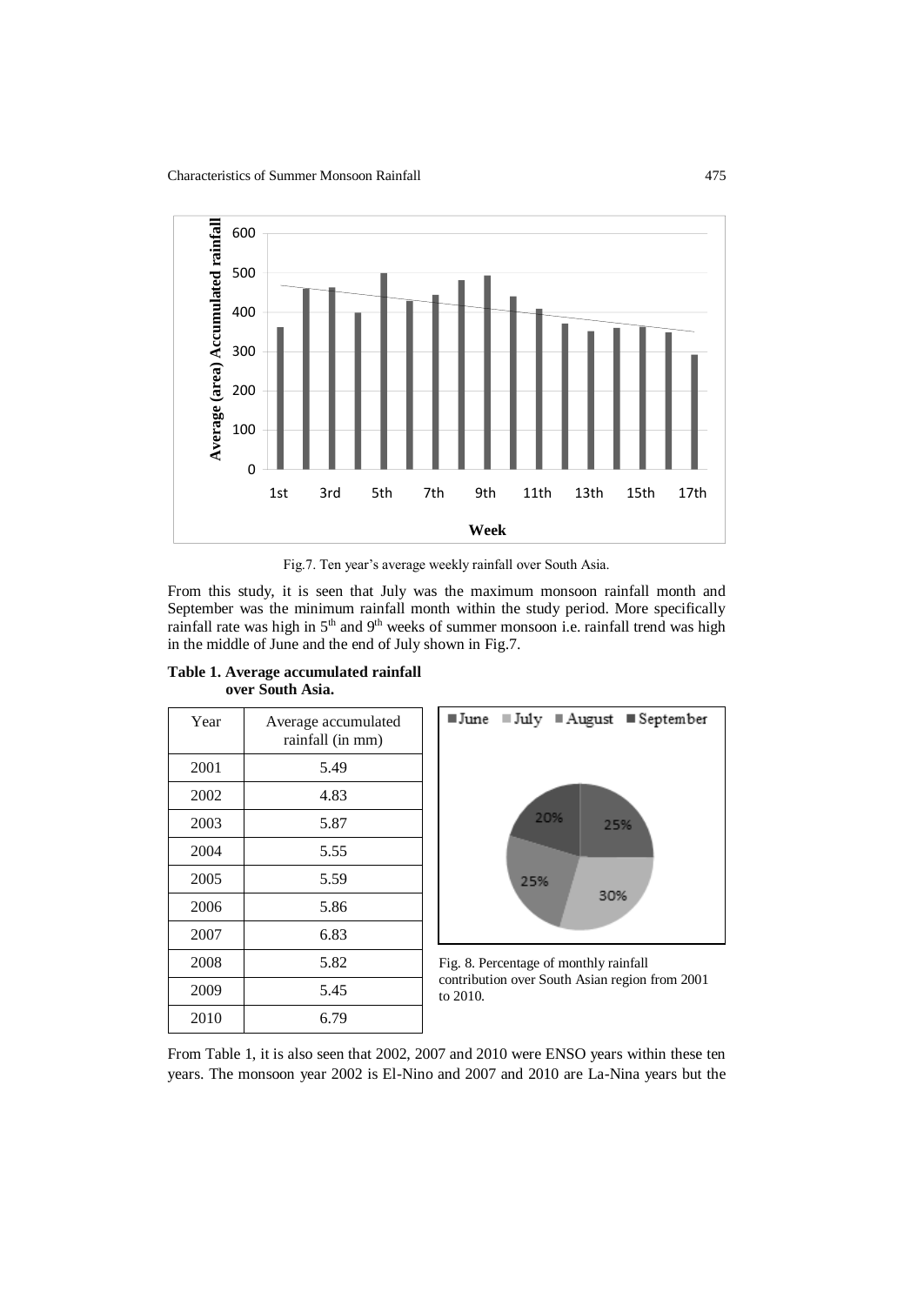Fig.7. Ten year's average weekly rainfall over South Asia.

From this study, it is seen that July was the maximum monsoon rainfall month and September was the minimum rainfall month within the study period. More specifically rainfall rate was high in 5th and 9th weeks of summer monsoon i.e. rainfall trend was high in the middle of June and the end of July shown in Fig.7.

**Table 1. Average accumulated rainfall over South Asia.**

| Year | Average accumulated rainfall (in mm) |
|---|---|
| 2001 | 5.49 |
| 2002 | 4.83 |
| 2003 | 5.87 |
| 2004 | 5.55 |
| 2005 | 5.59 |
| 2006 | 5.86 |
| 2007 | 6.83 |
| 2008 | 5.82 |
| 2009 | 5.45 |
| 2010 | 6.79 |

Fig. 8. Percentage of monthly rainfall contribution over South Asian region from 2001 to 2010.

From Table 1, it is also seen that 2002, 2007 and 2010 were ENSO years within these ten years. The monsoon year 2002 is El-Nino and 2007 and 2010 are La-Nina years but the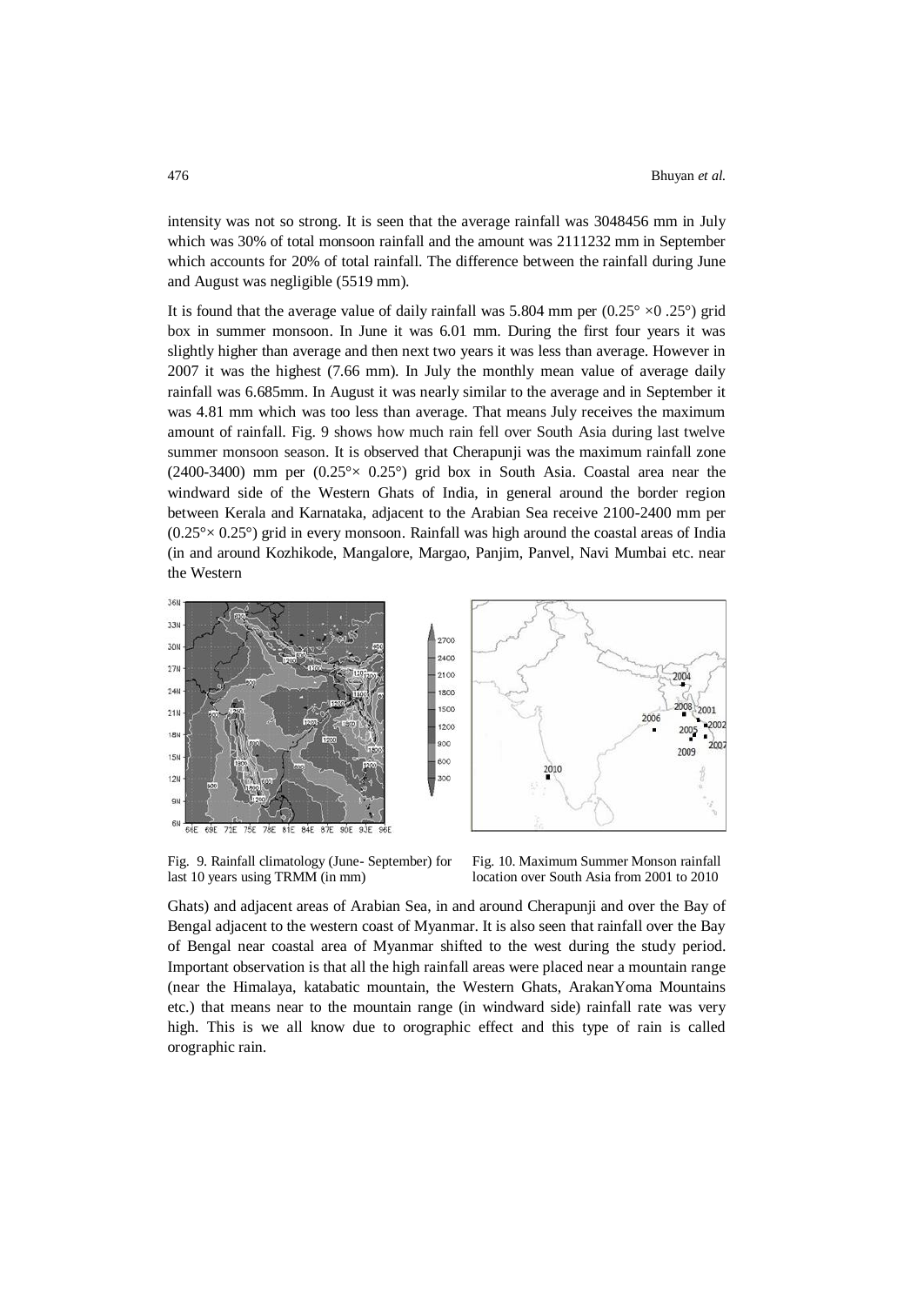intensity was not so strong. It is seen that the average rainfall was 3048456 mm in July which was 30% of total monsoon rainfall and the amount was 2111232 mm in September which accounts for 20% of total rainfall. The difference between the rainfall during June and August was negligible (5519 mm).

It is found that the average value of daily rainfall was 5.804 mm per (0.25° ×0 .25°) grid box in summer monsoon. In June it was 6.01 mm. During the first four years it was slightly higher than average and then next two years it was less than average. However in 2007 it was the highest (7.66 mm). In July the monthly mean value of average daily rainfall was 6.685mm. In August it was nearly similar to the average and in September it was 4.81 mm which was too less than average. That means July receives the maximum amount of rainfall. Fig. 9 shows how much rain fell over South Asia during last twelve summer monsoon season. It is observed that Cherapunji was the maximum rainfall zone (2400-3400) mm per (0.25°× 0.25°) grid box in South Asia. Coastal area near the windward side of the Western Ghats of India, in general around the border region between Kerala and Karnataka, adjacent to the Arabian Sea receive 2100-2400 mm per (0.25°× 0.25°) grid in every monsoon. Rainfall was high around the coastal areas of India (in and around Kozhikode, Mangalore, Margao, Panjim, Panvel, Navi Mumbai etc. near the Western

Fig. 9. Rainfall climatology (June- September) for last 10 years using TRMM (in mm)

Fig. 10. Maximum Summer Monson rainfall location over South Asia from 2001 to 2010

Ghats) and adjacent areas of Arabian Sea, in and around Cherapunji and over the Bay of Bengal adjacent to the western coast of Myanmar. It is also seen that rainfall over the Bay of Bengal near coastal area of Myanmar shifted to the west during the study period. Important observation is that all the high rainfall areas were placed near a mountain range (near the Himalaya, katabatic mountain, the Western Ghats, ArakanYoma Mountains etc.) that means near to the mountain range (in windward side) rainfall rate was very high. This is we all know due to orographic effect and this type of rain is called orographic rain.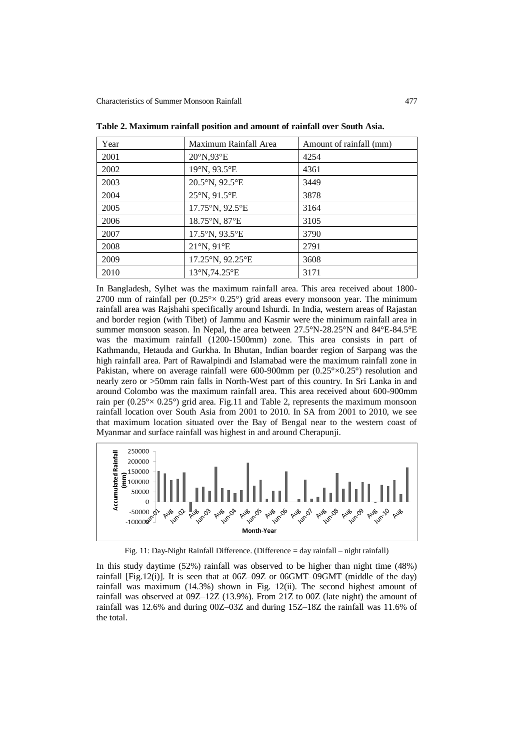**Table 2. Maximum rainfall position and amount of rainfall over South Asia.**

| Year | Maximum Rainfall Area | Amount of rainfall (mm) |
|---|---|---|
| 2001 | 20°N,93°E | 4254 |
| 2002 | 19°N, 93.5°E | 4361 |
| 2003 | 20.5°N, 92.5°E | 3449 |
| 2004 | 25°N, 91.5°E | 3878 |
| 2005 | 17.75°N, 92.5°E | 3164 |
| 2006 | 18.75°N, 87°E | 3105 |
| 2007 | 17.5°N, 93.5°E | 3790 |
| 2008 | 21°N, 91°E | 2791 |
| 2009 | 17.25°N, 92.25°E | 3608 |
| 2010 | 13°N,74.25°E | 3171 |

In Bangladesh, Sylhet was the maximum rainfall area. This area received about 1800-2700 mm of rainfall per (0.25°× 0.25°) grid areas every monsoon year. The minimum rainfall area was Rajshahi specifically around Ishurdi. In India, western areas of Rajastan and border region (with Tibet) of Jammu and Kasmir were the minimum rainfall area in summer monsoon season. In Nepal, the area between 27.5°N-28.25°N and 84°E-84.5°E was the maximum rainfall (1200-1500mm) zone. This area consists in part of Kathmandu, Hetauda and Gurkha. In Bhutan, Indian boarder region of Sarpang was the high rainfall area. Part of Rawalpindi and Islamabad were the maximum rainfall zone in Pakistan, where on average rainfall were 600-900mm per (0.25°×0.25°) resolution and nearly zero or >50mm rain falls in North-West part of this country. In Sri Lanka in and around Colombo was the maximum rainfall area. This area received about 600-900mm rain per (0.25°× 0.25°) grid area. Fig.11 and Table 2, represents the maximum monsoon rainfall location over South Asia from 2001 to 2010. In SA from 2001 to 2010, we see that maximum location situated over the Bay of Bengal near to the western coast of Myanmar and surface rainfall was highest in and around Cherapunji.

Fig. 11: Day-Night Rainfall Difference. (Difference = day rainfall – night rainfall)

In this study daytime (52%) rainfall was observed to be higher than night time (48%) rainfall [Fig.12(i)]. It is seen that at 06Z–09Z or 06GMT–09GMT (middle of the day) rainfall was maximum (14.3%) shown in Fig. 12(ii). The second highest amount of rainfall was observed at 09Z–12Z (13.9%). From 21Z to 00Z (late night) the amount of rainfall was 12.6% and during 00Z–03Z and during 15Z–18Z the rainfall was 11.6% of the total.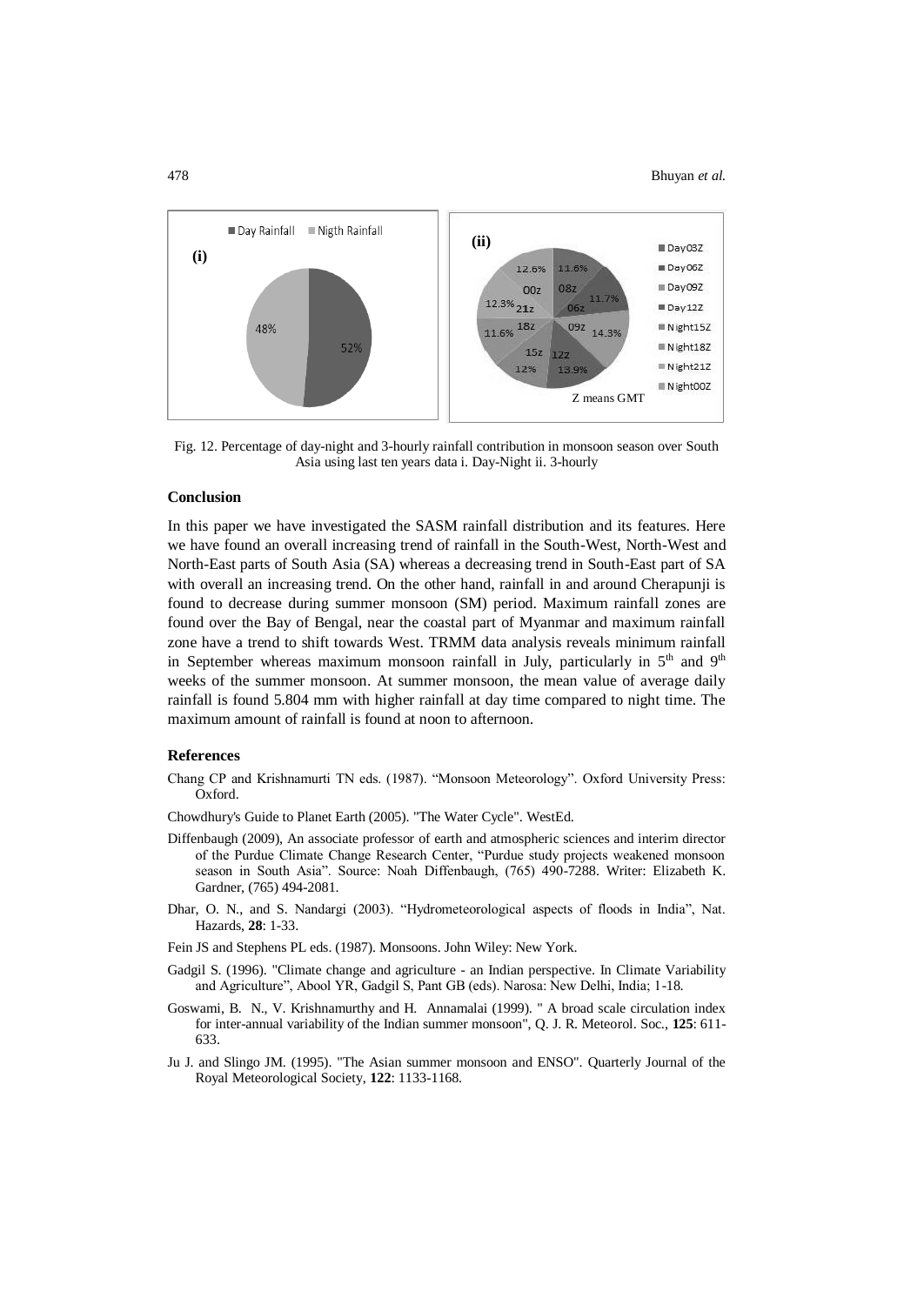Fig. 12. Percentage of day-night and 3-hourly rainfall contribution in monsoon season over South Asia using last ten years data i. Day-Night ii. 3-hourly

### Conclusion

In this paper we have investigated the SASM rainfall distribution and its features. Here we have found an overall increasing trend of rainfall in the South-West, North-West and North-East parts of South Asia (SA) whereas a decreasing trend in South-East part of SA with overall an increasing trend. On the other hand, rainfall in and around Cherapunji is found to decrease during summer monsoon (SM) period. Maximum rainfall zones are found over the Bay of Bengal, near the coastal part of Myanmar and maximum rainfall zone have a trend to shift towards West. TRMM data analysis reveals minimum rainfall in September whereas maximum monsoon rainfall in July, particularly in 5th and 9th weeks of the summer monsoon. At summer monsoon, the mean value of average daily rainfall is found 5.804 mm with higher rainfall at day time compared to night time. The maximum amount of rainfall is found at noon to afternoon.

### References

Chang CP and Krishnamurti TN eds. (1987). "Monsoon Meteorology". Oxford University Press: Oxford.

Chowdhury's Guide to Planet Earth (2005). "The Water Cycle". WestEd.

Diffenbaugh (2009), An associate professor of earth and atmospheric sciences and interim director of the Purdue Climate Change Research Center, "Purdue study projects weakened monsoon season in South Asia". Source: Noah Diffenbaugh, (765) 490-7288. Writer: Elizabeth K. Gardner, (765) 494-2081.

Dhar, O. N., and S. Nandargi (2003). "Hydrometeorological aspects of floods in India", Nat. Hazards, **28**: 1-33.

Fein JS and Stephens PL eds. (1987). Monsoons. John Wiley: New York.

Gadgil S. (1996). "Climate change and agriculture - an Indian perspective. In Climate Variability and Agriculture", Abool YR, Gadgil S, Pant GB (eds). Narosa: New Delhi, India; 1-18.

Goswami, B. N., V. Krishnamurthy and H. Annamalai (1999). " A broad scale circulation index for inter-annual variability of the Indian summer monsoon", Q. J. R. Meteorol. Soc., **125**: 611-633.

Ju J. and Slingo JM. (1995). "The Asian summer monsoon and ENSO". Quarterly Journal of the Royal Meteorological Society, **122**: 1133-1168.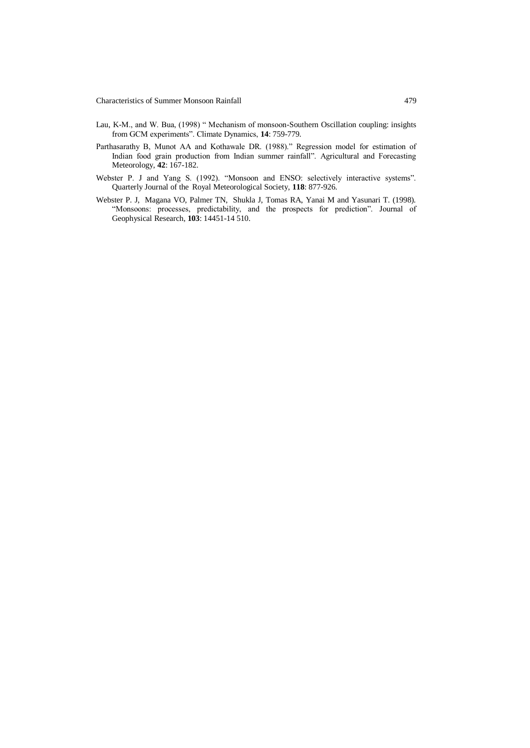Lau, K-M., and W. Bua, (1998) " Mechanism of monsoon-Southern Oscillation coupling: insights from GCM experiments". Climate Dynamics, **14**: 759-779.

Parthasarathy B, Munot AA and Kothawale DR. (1988)." Regression model for estimation of Indian food grain production from Indian summer rainfall". Agricultural and Forecasting Meteorology, **42**: 167-182.

Webster P. J and Yang S. (1992). "Monsoon and ENSO: selectively interactive systems". Quarterly Journal of the Royal Meteorological Society, **118**: 877-926.

Webster P. J, Magana VO, Palmer TN, Shukla J, Tomas RA, Yanai M and Yasunari T. (1998). "Monsoons: processes, predictability, and the prospects for prediction". Journal of Geophysical Research, **103**: 14451-14 510.